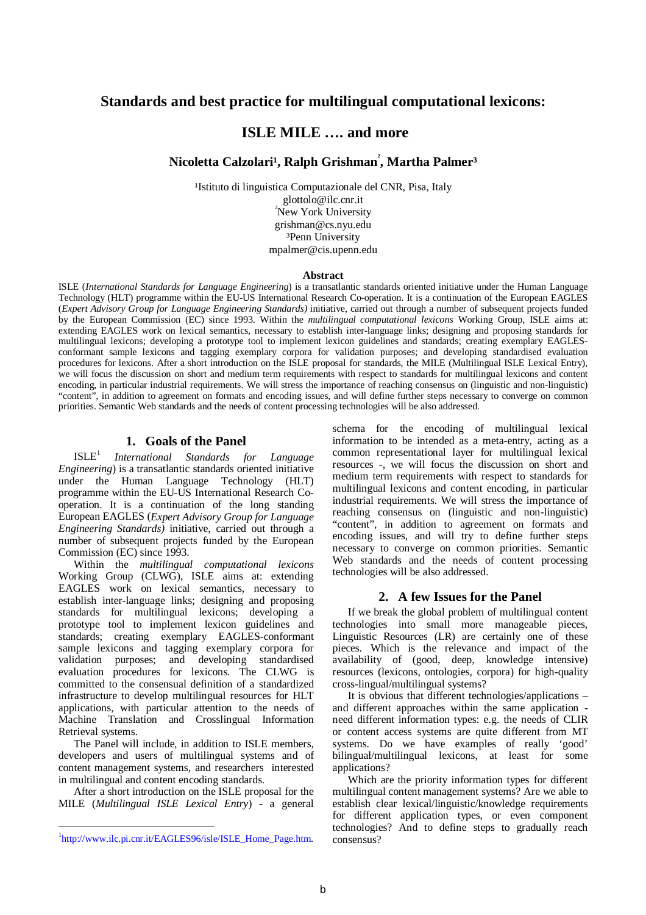# Standards and best practice for multilingual computational lexicons:

## ISLE MILE …. and more

**Nicoletta Calzolari[1], Ralph Grishman[2], Martha Palmer[3]**

[1]Istituto di linguistica Computazionale del CNR, Pisa, Italy
glottolo@ilc.cnr.it
[2]New York University
grishman@cs.nyu.edu
[3]Penn University
mpalmer@cis.upenn.edu

**Abstract**

ISLE (*International Standards for Language Engineering*) is a transatlantic standards oriented initiative under the Human Language Technology (HLT) programme within the EU-US International Research Co-operation. It is a continuation of the European EAGLES (*Expert Advisory Group for Language Engineering Standards)* initiative, carried out through a number of subsequent projects funded by the European Commission (EC) since 1993. Within the *multilingual computational lexicons* Working Group, ISLE aims at: extending EAGLES work on lexical semantics, necessary to establish inter-language links; designing and proposing standards for multilingual lexicons; developing a prototype tool to implement lexicon guidelines and standards; creating exemplary EAGLES-conformant sample lexicons and tagging exemplary corpora for validation purposes; and developing standardised evaluation procedures for lexicons. After a short introduction on the ISLE proposal for standards, the MILE (Multilingual ISLE Lexical Entry), we will focus the discussion on short and medium term requirements with respect to standards for multilingual lexicons and content encoding, in particular industrial requirements. We will stress the importance of reaching consensus on (linguistic and non-linguistic) "content", in addition to agreement on formats and encoding issues, and will define further steps necessary to converge on common priorities. Semantic Web standards and the needs of content processing technologies will be also addressed.

## 1. Goals of the Panel

ISLE[1] *International Standards for Language Engineering*) is a transatlantic standards oriented initiative under the Human Language Technology (HLT) programme within the EU-US International Research Co-operation. It is a continuation of the long standing European EAGLES (*Expert Advisory Group for Language Engineering Standards)* initiative, carried out through a number of subsequent projects funded by the European Commission (EC) since 1993.

Within the *multilingual computational lexicons* Working Group (CLWG), ISLE aims at: extending EAGLES work on lexical semantics, necessary to establish inter-language links; designing and proposing standards for multilingual lexicons; developing a prototype tool to implement lexicon guidelines and standards; creating exemplary EAGLES-conformant sample lexicons and tagging exemplary corpora for validation purposes; and developing standardised evaluation procedures for lexicons. The CLWG is committed to the consensual definition of a standardized infrastructure to develop multilingual resources for HLT applications, with particular attention to the needs of Machine Translation and Crosslingual Information Retrieval systems.

The Panel will include, in addition to ISLE members, developers and users of multilingual systems and of content management systems, and researchers interested in multilingual and content encoding standards.

After a short introduction on the ISLE proposal for the MILE (*Multilingual ISLE Lexical Entry*) - a general schema for the encoding of multilingual lexical information to be intended as a meta-entry, acting as a common representational layer for multilingual lexical resources -, we will focus the discussion on short and medium term requirements with respect to standards for multilingual lexicons and content encoding, in particular industrial requirements. We will stress the importance of reaching consensus on (linguistic and non-linguistic) "content", in addition to agreement on formats and encoding issues, and will try to define further steps necessary to converge on common priorities. Semantic Web standards and the needs of content processing technologies will be also addressed.

## 2. A few Issues for the Panel

If we break the global problem of multilingual content technologies into small more manageable pieces, Linguistic Resources (LR) are certainly one of these pieces. Which is the relevance and impact of the availability of (good, deep, knowledge intensive) resources (lexicons, ontologies, corpora) for high-quality cross-lingual/multilingual systems?

It is obvious that different technologies/applications – and different approaches within the same application - need different information types: e.g. the needs of CLIR or content access systems are quite different from MT systems. Do we have examples of really 'good' bilingual/multilingual lexicons, at least for some applications?

Which are the priority information types for different multilingual content management systems? Are we able to establish clear lexical/linguistic/knowledge requirements for different application types, or even component technologies? And to define steps to gradually reach consensus?

---

[1]http://www.ilc.pi.cnr.it/EAGLES96/isle/ISLE_Home_Page.htm.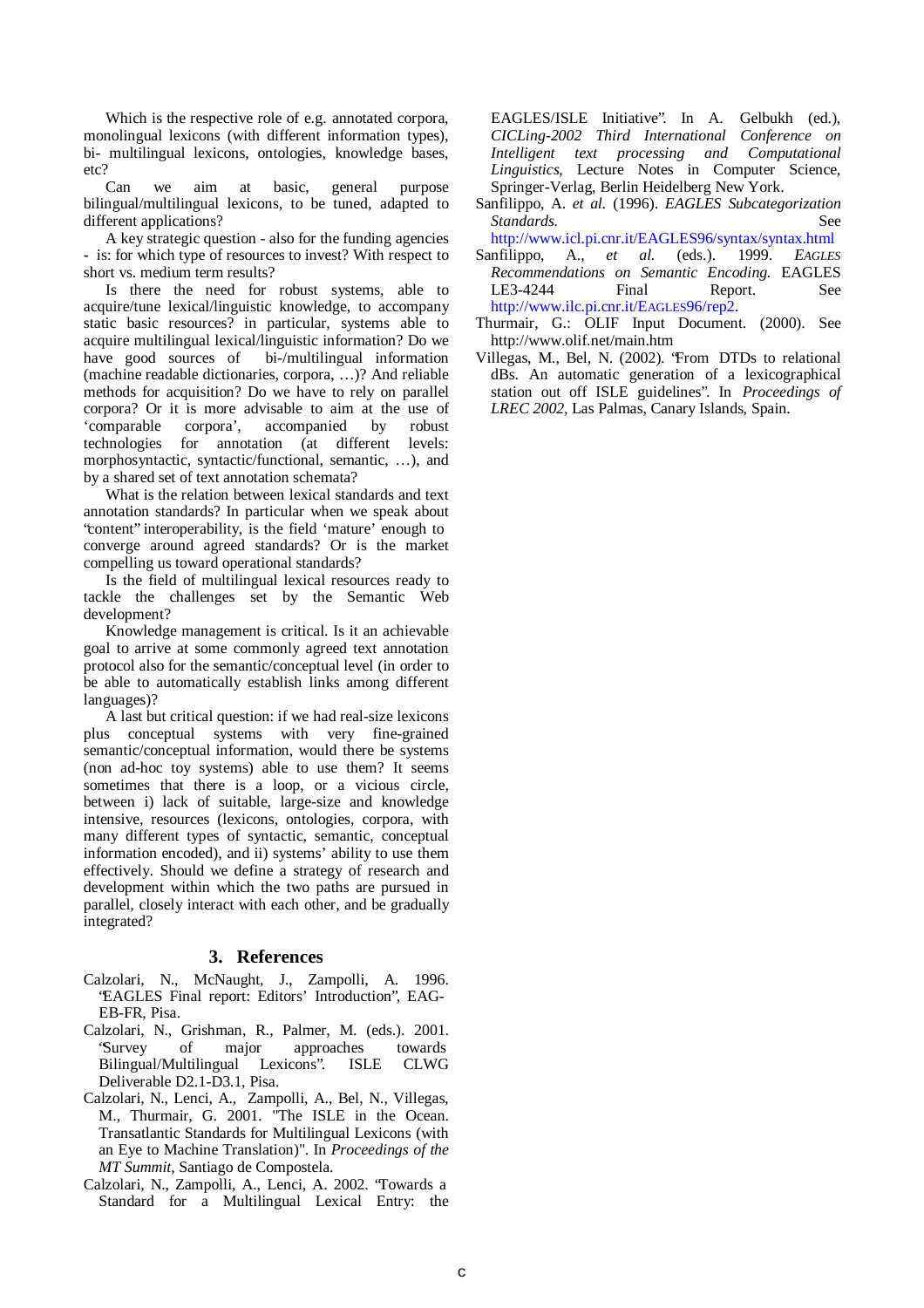Which is the respective role of e.g. annotated corpora, monolingual lexicons (with different information types), bi- multilingual lexicons, ontologies, knowledge bases, etc?

Can we aim at basic, general purpose bilingual/multilingual lexicons, to be tuned, adapted to different applications?

A key strategic question - also for the funding agencies - is: for which type of resources to invest? With respect to short vs. medium term results?

Is there the need for robust systems, able to acquire/tune lexical/linguistic knowledge, to accompany static basic resources? in particular, systems able to acquire multilingual lexical/linguistic information? Do we have good sources of bi-/multilingual information (machine readable dictionaries, corpora, …)? And reliable methods for acquisition? Do we have to rely on parallel corpora? Or it is more advisable to aim at the use of 'comparable corpora', accompanied by robust technologies for annotation (at different levels: morphosyntactic, syntactic/functional, semantic, …), and by a shared set of text annotation schemata?

What is the relation between lexical standards and text annotation standards? In particular when we speak about "content" interoperability, is the field 'mature' enough to converge around agreed standards? Or is the market compelling us toward operational standards?

Is the field of multilingual lexical resources ready to tackle the challenges set by the Semantic Web development?

Knowledge management is critical. Is it an achievable goal to arrive at some commonly agreed text annotation protocol also for the semantic/conceptual level (in order to be able to automatically establish links among different languages)?

A last but critical question: if we had real-size lexicons plus conceptual systems with very fine-grained semantic/conceptual information, would there be systems (non ad-hoc toy systems) able to use them? It seems sometimes that there is a loop, or a vicious circle, between i) lack of suitable, large-size and knowledge intensive, resources (lexicons, ontologies, corpora, with many different types of syntactic, semantic, conceptual information encoded), and ii) systems' ability to use them effectively. Should we define a strategy of research and development within which the two paths are pursued in parallel, closely interact with each other, and be gradually integrated?

## 3. References

Calzolari, N., McNaught, J., Zampolli, A. 1996. "EAGLES Final report: Editors' Introduction", EAG-EB-FR, Pisa.

Calzolari, N., Grishman, R., Palmer, M. (eds.). 2001. "Survey of major approaches towards Bilingual/Multilingual Lexicons". ISLE CLWG Deliverable D2.1-D3.1, Pisa.

Calzolari, N., Lenci, A., Zampolli, A., Bel, N., Villegas, M., Thurmair, G. 2001. "The ISLE in the Ocean. Transatlantic Standards for Multilingual Lexicons (with an Eye to Machine Translation)". In *Proceedings of the MT Summit*, Santiago de Compostela.

Calzolari, N., Zampolli, A., Lenci, A. 2002. "Towards a Standard for a Multilingual Lexical Entry: the EAGLES/ISLE Initiative". In A. Gelbukh (ed.), *CICLing-2002 Third International Conference on Intelligent text processing and Computational Linguistics*, Lecture Notes in Computer Science, Springer-Verlag, Berlin Heidelberg New York.

Sanfilippo, A. *et al.* (1996). *EAGLES Subcategorization Standards.* See http://www.icl.pi.cnr.it/EAGLES96/syntax/syntax.html

Sanfilippo, A., *et al.* (eds.). 1999. *EAGLES Recommendations on Semantic Encoding.* EAGLES LE3-4244 Final Report. See http://www.ilc.pi.cnr.it/EAGLES96/rep2.

Thurmair, G.: OLIF Input Document. (2000). See http://www.olif.net/main.htm

Villegas, M., Bel, N. (2002). "From DTDs to relational dBs. An automatic generation of a lexicographical station out off ISLE guidelines". In *Proceedings of LREC 2002*, Las Palmas, Canary Islands, Spain.